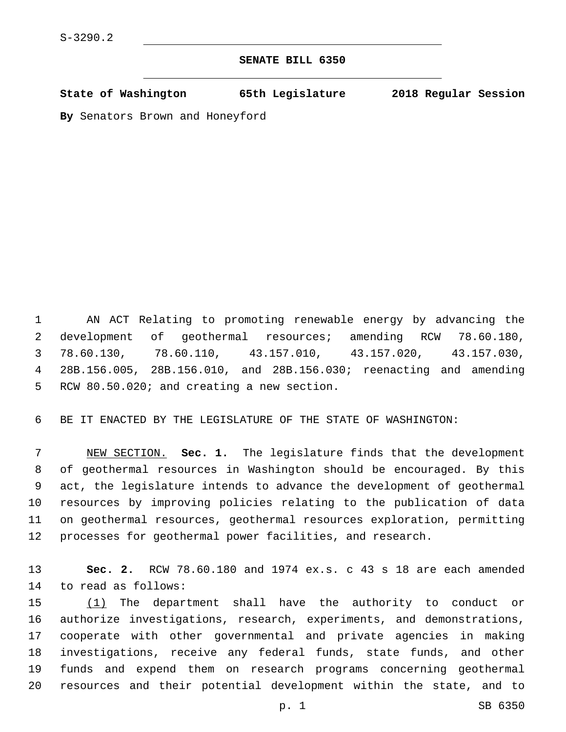S-3290.2

# SENATE BILL 6350

**State of Washington 65th Legislature 2018 Regular Session**

**By** Senators Brown and Honeyford

AN ACT Relating to promoting renewable energy by advancing the development of geothermal resources; amending RCW 78.60.180, 78.60.130, 78.60.110, 43.157.010, 43.157.020, 43.157.030, 28B.156.005, 28B.156.010, and 28B.156.030; reenacting and amending RCW 80.50.020; and creating a new section.

BE IT ENACTED BY THE LEGISLATURE OF THE STATE OF WASHINGTON:

NEW SECTION. **Sec. 1.** The legislature finds that the development of geothermal resources in Washington should be encouraged. By this act, the legislature intends to advance the development of geothermal resources by improving policies relating to the publication of data on geothermal resources, geothermal resources exploration, permitting processes for geothermal power facilities, and research.

**Sec. 2.** RCW 78.60.180 and 1974 ex.s. c 43 s 18 are each amended to read as follows:

(1) The department shall have the authority to conduct or authorize investigations, research, experiments, and demonstrations, cooperate with other governmental and private agencies in making investigations, receive any federal funds, state funds, and other funds and expend them on research programs concerning geothermal resources and their potential development within the state, and to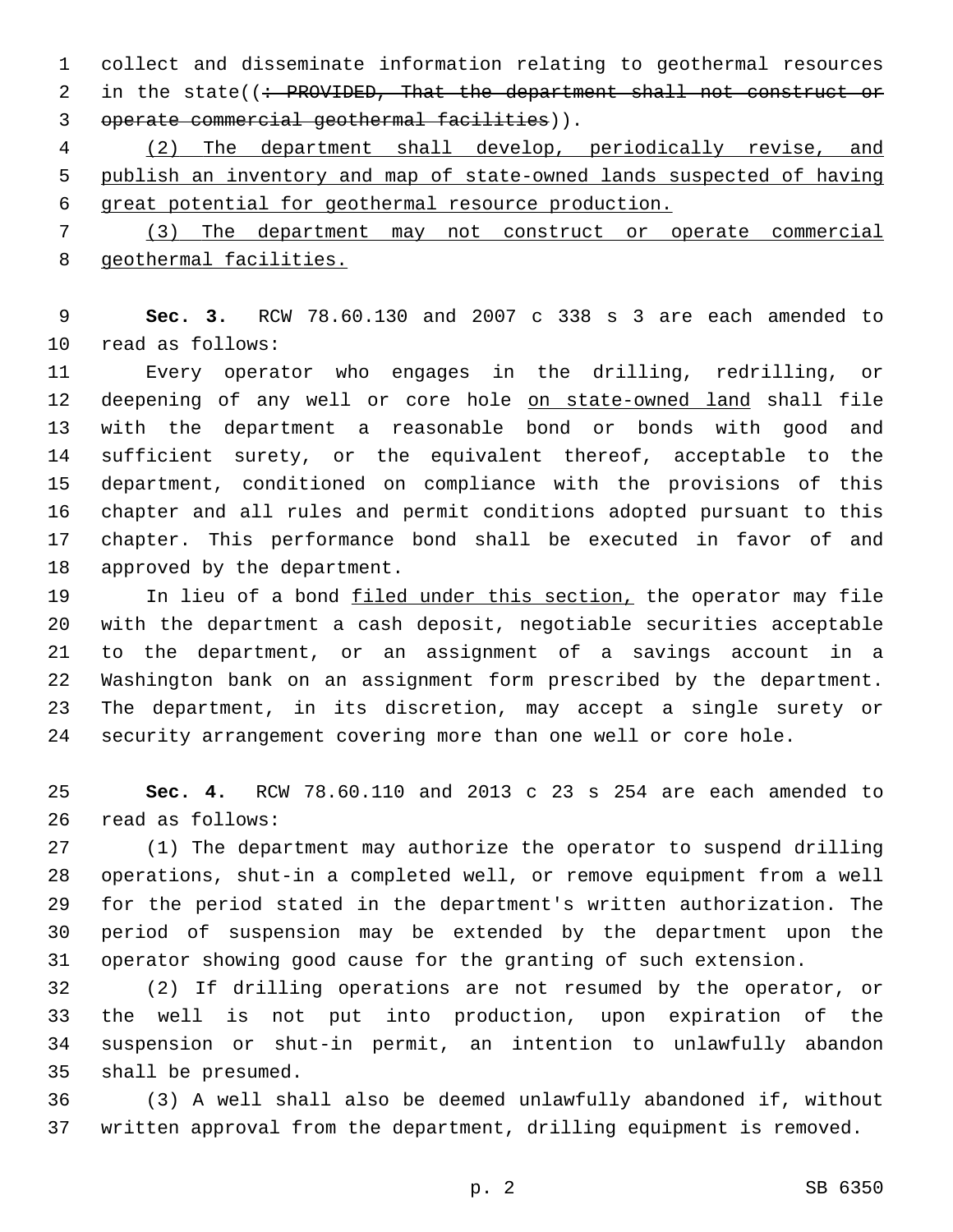collect and disseminate information relating to geothermal resources in the state((~~: PROVIDED, That the department shall not construct or operate commercial geothermal facilities~~)).

(2) The department shall develop, periodically revise, and publish an inventory and map of state-owned lands suspected of having great potential for geothermal resource production.

(3) The department may not construct or operate commercial geothermal facilities.

**Sec. 3.** RCW 78.60.130 and 2007 c 338 s 3 are each amended to read as follows:

Every operator who engages in the drilling, redrilling, or deepening of any well or core hole on state-owned land shall file with the department a reasonable bond or bonds with good and sufficient surety, or the equivalent thereof, acceptable to the department, conditioned on compliance with the provisions of this chapter and all rules and permit conditions adopted pursuant to this chapter. This performance bond shall be executed in favor of and approved by the department.

In lieu of a bond filed under this section, the operator may file with the department a cash deposit, negotiable securities acceptable to the department, or an assignment of a savings account in a Washington bank on an assignment form prescribed by the department. The department, in its discretion, may accept a single surety or security arrangement covering more than one well or core hole.

**Sec. 4.** RCW 78.60.110 and 2013 c 23 s 254 are each amended to read as follows:

(1) The department may authorize the operator to suspend drilling operations, shut-in a completed well, or remove equipment from a well for the period stated in the department's written authorization. The period of suspension may be extended by the department upon the operator showing good cause for the granting of such extension.

(2) If drilling operations are not resumed by the operator, or the well is not put into production, upon expiration of the suspension or shut-in permit, an intention to unlawfully abandon shall be presumed.

(3) A well shall also be deemed unlawfully abandoned if, without written approval from the department, drilling equipment is removed.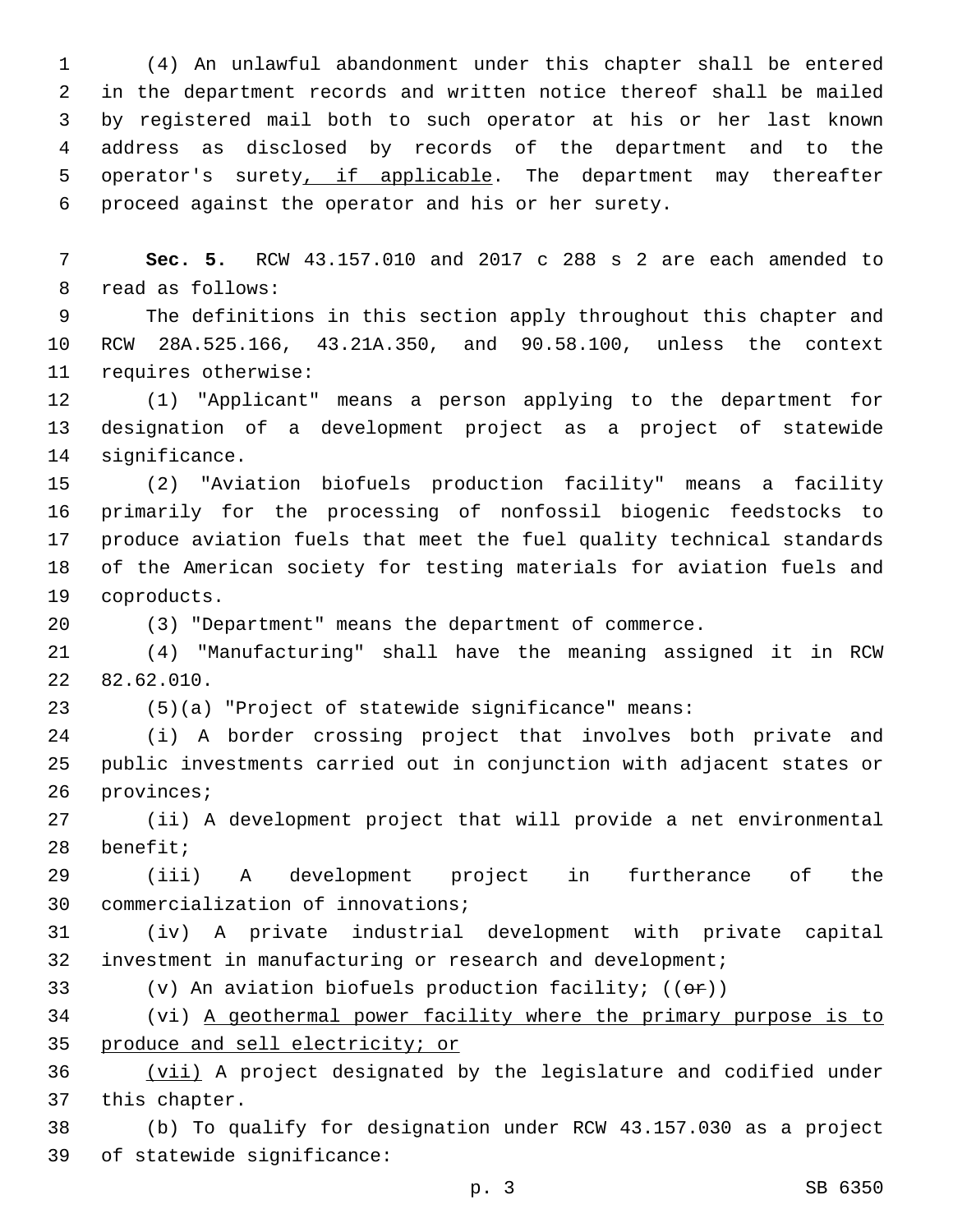(4) An unlawful abandonment under this chapter shall be entered in the department records and written notice thereof shall be mailed by registered mail both to such operator at his or her last known address as disclosed by records of the department and to the operator's surety<u>, if applicable</u>. The department may thereafter proceed against the operator and his or her surety.

**Sec. 5.** RCW 43.157.010 and 2017 c 288 s 2 are each amended to read as follows:

The definitions in this section apply throughout this chapter and RCW 28A.525.166, 43.21A.350, and 90.58.100, unless the context requires otherwise:

(1) "Applicant" means a person applying to the department for designation of a development project as a project of statewide significance.

(2) "Aviation biofuels production facility" means a facility primarily for the processing of nonfossil biogenic feedstocks to produce aviation fuels that meet the fuel quality technical standards of the American society for testing materials for aviation fuels and coproducts.

(3) "Department" means the department of commerce.

(4) "Manufacturing" shall have the meaning assigned it in RCW 82.62.010.

(5)(a) "Project of statewide significance" means:

(i) A border crossing project that involves both private and public investments carried out in conjunction with adjacent states or provinces;

(ii) A development project that will provide a net environmental benefit;

(iii) A development project in furtherance of the commercialization of innovations;

(iv) A private industrial development with private capital investment in manufacturing or research and development;

(v) An aviation biofuels production facility; ((~~or~~))

(vi) <u>A geothermal power facility where the primary purpose is to produce and sell electricity; or</u>

<u>(vii)</u> A project designated by the legislature and codified under this chapter.

(b) To qualify for designation under RCW 43.157.030 as a project of statewide significance: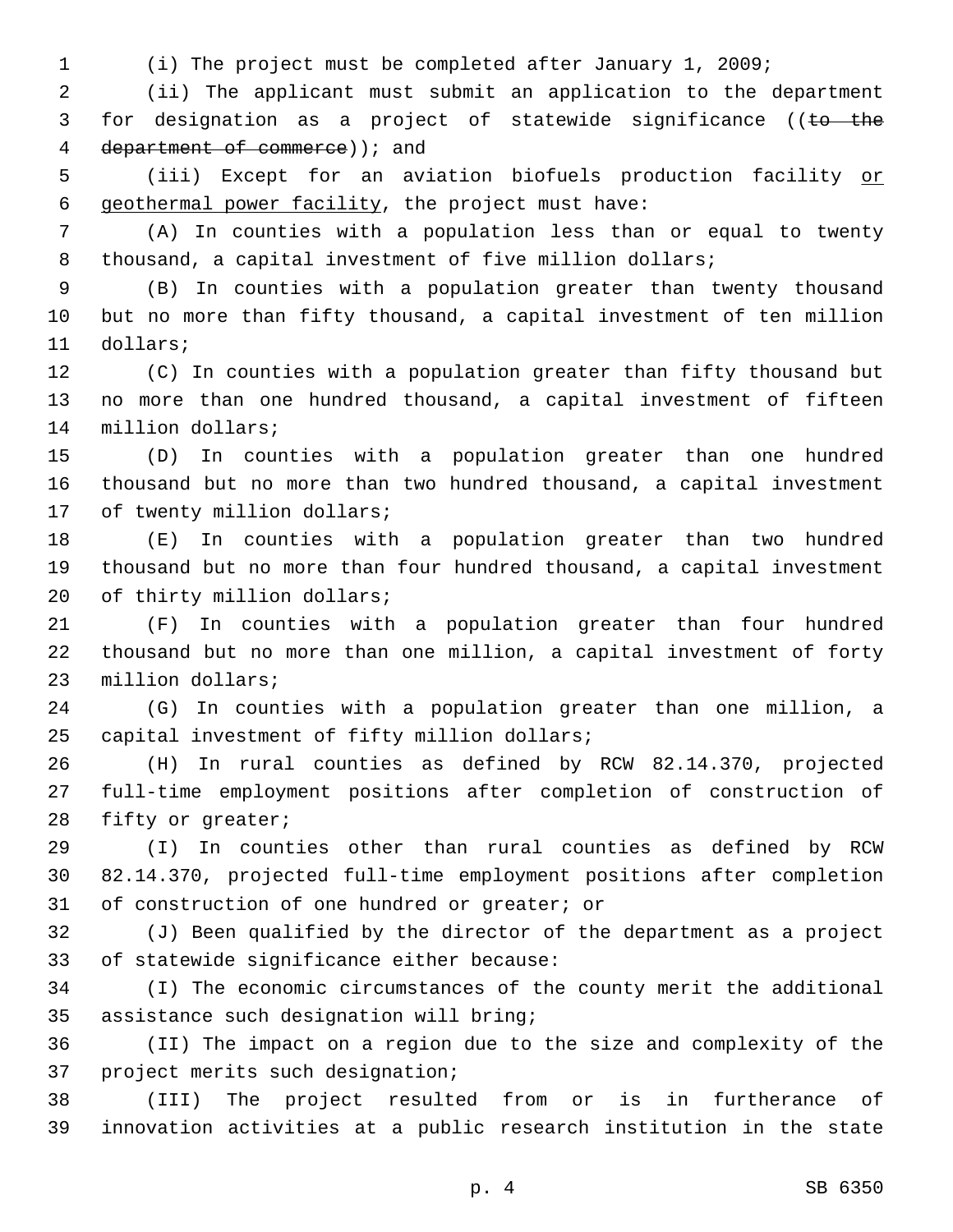(i) The project must be completed after January 1, 2009;

(ii) The applicant must submit an application to the department for designation as a project of statewide significance ((~~to the department of commerce~~)); and

(iii) Except for an aviation biofuels production facility <u>or geothermal power facility</u>, the project must have:

(A) In counties with a population less than or equal to twenty thousand, a capital investment of five million dollars;

(B) In counties with a population greater than twenty thousand but no more than fifty thousand, a capital investment of ten million dollars;

(C) In counties with a population greater than fifty thousand but no more than one hundred thousand, a capital investment of fifteen million dollars;

(D) In counties with a population greater than one hundred thousand but no more than two hundred thousand, a capital investment of twenty million dollars;

(E) In counties with a population greater than two hundred thousand but no more than four hundred thousand, a capital investment of thirty million dollars;

(F) In counties with a population greater than four hundred thousand but no more than one million, a capital investment of forty million dollars;

(G) In counties with a population greater than one million, a capital investment of fifty million dollars;

(H) In rural counties as defined by RCW 82.14.370, projected full-time employment positions after completion of construction of fifty or greater;

(I) In counties other than rural counties as defined by RCW 82.14.370, projected full-time employment positions after completion of construction of one hundred or greater; or

(J) Been qualified by the director of the department as a project of statewide significance either because:

(I) The economic circumstances of the county merit the additional assistance such designation will bring;

(II) The impact on a region due to the size and complexity of the project merits such designation;

(III) The project resulted from or is in furtherance of innovation activities at a public research institution in the state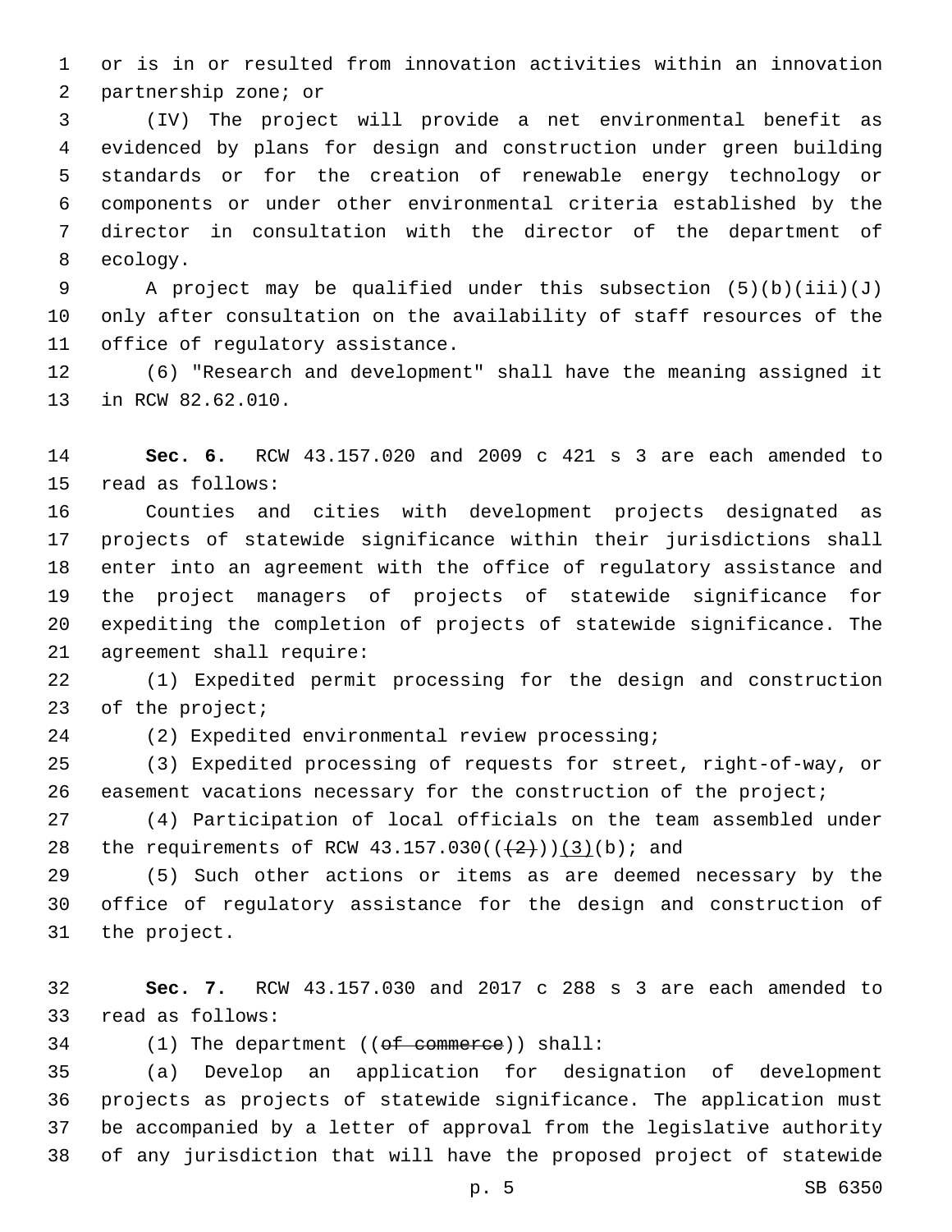or is in or resulted from innovation activities within an innovation partnership zone; or

(IV) The project will provide a net environmental benefit as evidenced by plans for design and construction under green building standards or for the creation of renewable energy technology or components or under other environmental criteria established by the director in consultation with the director of the department of ecology.

A project may be qualified under this subsection (5)(b)(iii)(J) only after consultation on the availability of staff resources of the office of regulatory assistance.

(6) "Research and development" shall have the meaning assigned it in RCW 82.62.010.

**Sec. 6.** RCW 43.157.020 and 2009 c 421 s 3 are each amended to read as follows:

Counties and cities with development projects designated as projects of statewide significance within their jurisdictions shall enter into an agreement with the office of regulatory assistance and the project managers of projects of statewide significance for expediting the completion of projects of statewide significance. The agreement shall require:

(1) Expedited permit processing for the design and construction of the project;

(2) Expedited environmental review processing;

(3) Expedited processing of requests for street, right-of-way, or easement vacations necessary for the construction of the project;

(4) Participation of local officials on the team assembled under the requirements of RCW 43.157.030((~~(2)~~))<u>(3)</u>(b); and

(5) Such other actions or items as are deemed necessary by the office of regulatory assistance for the design and construction of the project.

**Sec. 7.** RCW 43.157.030 and 2017 c 288 s 3 are each amended to read as follows:

(1) The department ((~~of commerce~~)) shall:

(a) Develop an application for designation of development projects as projects of statewide significance. The application must be accompanied by a letter of approval from the legislative authority of any jurisdiction that will have the proposed project of statewide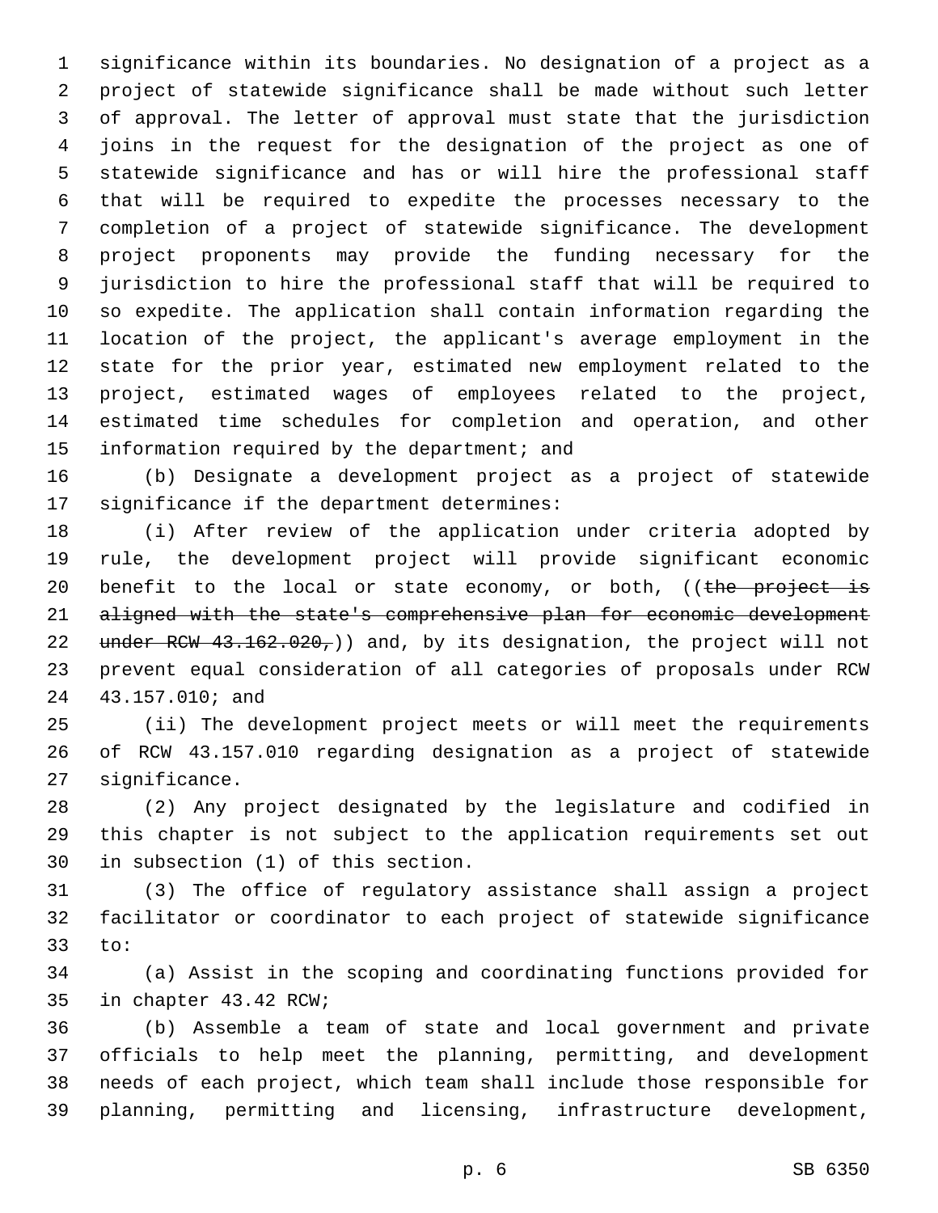significance within its boundaries. No designation of a project as a project of statewide significance shall be made without such letter of approval. The letter of approval must state that the jurisdiction joins in the request for the designation of the project as one of statewide significance and has or will hire the professional staff that will be required to expedite the processes necessary to the completion of a project of statewide significance. The development project proponents may provide the funding necessary for the jurisdiction to hire the professional staff that will be required to so expedite. The application shall contain information regarding the location of the project, the applicant's average employment in the state for the prior year, estimated new employment related to the project, estimated wages of employees related to the project, estimated time schedules for completion and operation, and other information required by the department; and

(b) Designate a development project as a project of statewide significance if the department determines:

(i) After review of the application under criteria adopted by rule, the development project will provide significant economic benefit to the local or state economy, or both, ((~~the project is aligned with the state's comprehensive plan for economic development under RCW 43.162.020,~~)) and, by its designation, the project will not prevent equal consideration of all categories of proposals under RCW 43.157.010; and

(ii) The development project meets or will meet the requirements of RCW 43.157.010 regarding designation as a project of statewide significance.

(2) Any project designated by the legislature and codified in this chapter is not subject to the application requirements set out in subsection (1) of this section.

(3) The office of regulatory assistance shall assign a project facilitator or coordinator to each project of statewide significance to:

(a) Assist in the scoping and coordinating functions provided for in chapter 43.42 RCW;

(b) Assemble a team of state and local government and private officials to help meet the planning, permitting, and development needs of each project, which team shall include those responsible for planning, permitting and licensing, infrastructure development,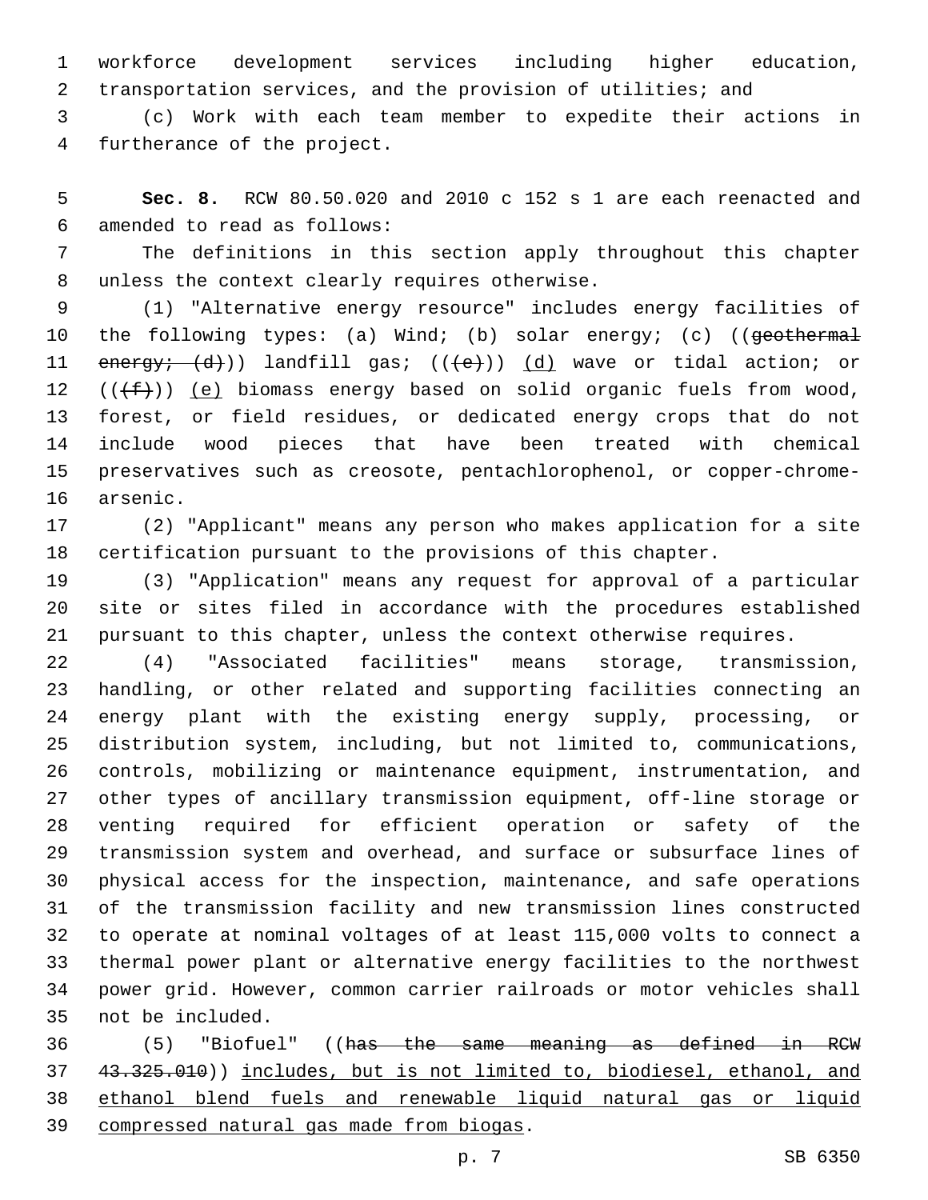workforce development services including higher education, transportation services, and the provision of utilities; and

(c) Work with each team member to expedite their actions in furtherance of the project.

**Sec. 8.** RCW 80.50.020 and 2010 c 152 s 1 are each reenacted and amended to read as follows:

The definitions in this section apply throughout this chapter unless the context clearly requires otherwise.

(1) "Alternative energy resource" includes energy facilities of the following types: (a) Wind; (b) solar energy; (c) ((~~geothermal energy; (d)~~)) landfill gas; ((~~(e)~~)) (d) wave or tidal action; or ((~~(f)~~)) (e) biomass energy based on solid organic fuels from wood, forest, or field residues, or dedicated energy crops that do not include wood pieces that have been treated with chemical preservatives such as creosote, pentachlorophenol, or copper-chrome-arsenic.

(2) "Applicant" means any person who makes application for a site certification pursuant to the provisions of this chapter.

(3) "Application" means any request for approval of a particular site or sites filed in accordance with the procedures established pursuant to this chapter, unless the context otherwise requires.

(4) "Associated facilities" means storage, transmission, handling, or other related and supporting facilities connecting an energy plant with the existing energy supply, processing, or distribution system, including, but not limited to, communications, controls, mobilizing or maintenance equipment, instrumentation, and other types of ancillary transmission equipment, off-line storage or venting required for efficient operation or safety of the transmission system and overhead, and surface or subsurface lines of physical access for the inspection, maintenance, and safe operations of the transmission facility and new transmission lines constructed to operate at nominal voltages of at least 115,000 volts to connect a thermal power plant or alternative energy facilities to the northwest power grid. However, common carrier railroads or motor vehicles shall not be included.

(5) "Biofuel" ((~~has the same meaning as defined in RCW 43.325.010~~)) includes, but is not limited to, biodiesel, ethanol, and ethanol blend fuels and renewable liquid natural gas or liquid compressed natural gas made from biogas.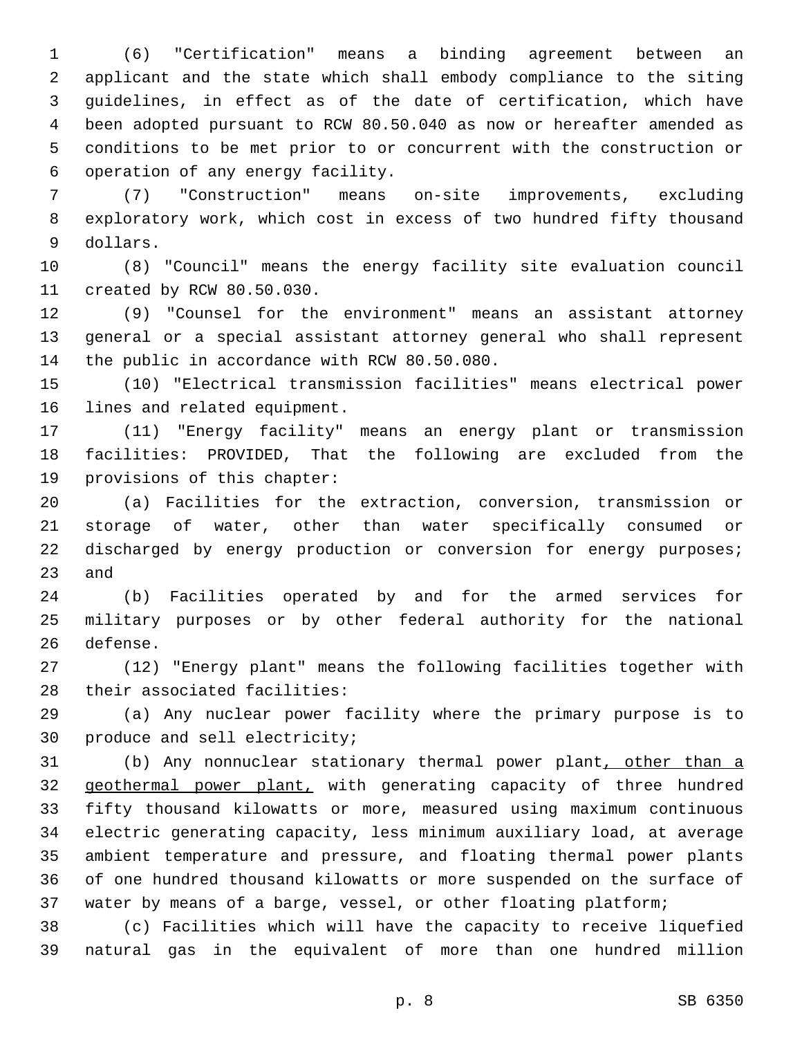(6) "Certification" means a binding agreement between an applicant and the state which shall embody compliance to the siting guidelines, in effect as of the date of certification, which have been adopted pursuant to RCW 80.50.040 as now or hereafter amended as conditions to be met prior to or concurrent with the construction or operation of any energy facility.

(7) "Construction" means on-site improvements, excluding exploratory work, which cost in excess of two hundred fifty thousand dollars.

(8) "Council" means the energy facility site evaluation council created by RCW 80.50.030.

(9) "Counsel for the environment" means an assistant attorney general or a special assistant attorney general who shall represent the public in accordance with RCW 80.50.080.

(10) "Electrical transmission facilities" means electrical power lines and related equipment.

(11) "Energy facility" means an energy plant or transmission facilities: PROVIDED, That the following are excluded from the provisions of this chapter:

(a) Facilities for the extraction, conversion, transmission or storage of water, other than water specifically consumed or discharged by energy production or conversion for energy purposes; and

(b) Facilities operated by and for the armed services for military purposes or by other federal authority for the national defense.

(12) "Energy plant" means the following facilities together with their associated facilities:

(a) Any nuclear power facility where the primary purpose is to produce and sell electricity;

(b) Any nonnuclear stationary thermal power plant<u>, other than a geothermal power plant,</u> with generating capacity of three hundred fifty thousand kilowatts or more, measured using maximum continuous electric generating capacity, less minimum auxiliary load, at average ambient temperature and pressure, and floating thermal power plants of one hundred thousand kilowatts or more suspended on the surface of water by means of a barge, vessel, or other floating platform;

(c) Facilities which will have the capacity to receive liquefied natural gas in the equivalent of more than one hundred million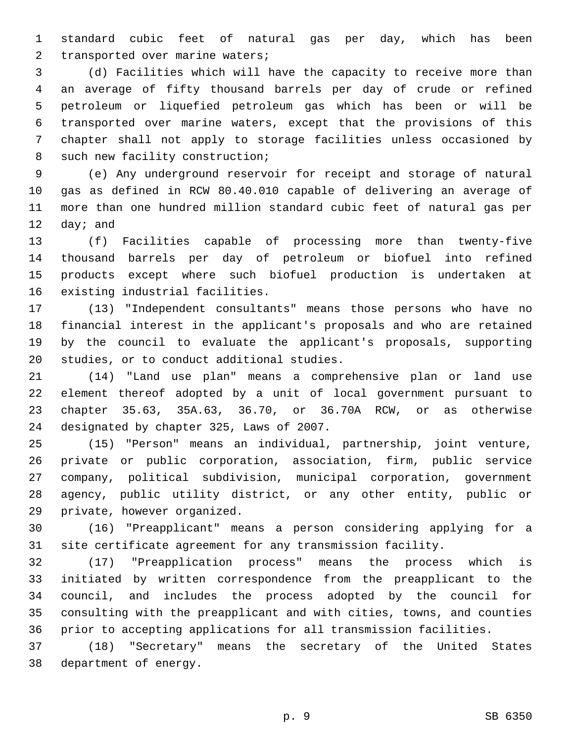standard cubic feet of natural gas per day, which has been transported over marine waters;

(d) Facilities which will have the capacity to receive more than an average of fifty thousand barrels per day of crude or refined petroleum or liquefied petroleum gas which has been or will be transported over marine waters, except that the provisions of this chapter shall not apply to storage facilities unless occasioned by such new facility construction;

(e) Any underground reservoir for receipt and storage of natural gas as defined in RCW 80.40.010 capable of delivering an average of more than one hundred million standard cubic feet of natural gas per day; and

(f) Facilities capable of processing more than twenty-five thousand barrels per day of petroleum or biofuel into refined products except where such biofuel production is undertaken at existing industrial facilities.

(13) "Independent consultants" means those persons who have no financial interest in the applicant's proposals and who are retained by the council to evaluate the applicant's proposals, supporting studies, or to conduct additional studies.

(14) "Land use plan" means a comprehensive plan or land use element thereof adopted by a unit of local government pursuant to chapter 35.63, 35A.63, 36.70, or 36.70A RCW, or as otherwise designated by chapter 325, Laws of 2007.

(15) "Person" means an individual, partnership, joint venture, private or public corporation, association, firm, public service company, political subdivision, municipal corporation, government agency, public utility district, or any other entity, public or private, however organized.

(16) "Preapplicant" means a person considering applying for a site certificate agreement for any transmission facility.

(17) "Preapplication process" means the process which is initiated by written correspondence from the preapplicant to the council, and includes the process adopted by the council for consulting with the preapplicant and with cities, towns, and counties prior to accepting applications for all transmission facilities.

(18) "Secretary" means the secretary of the United States department of energy.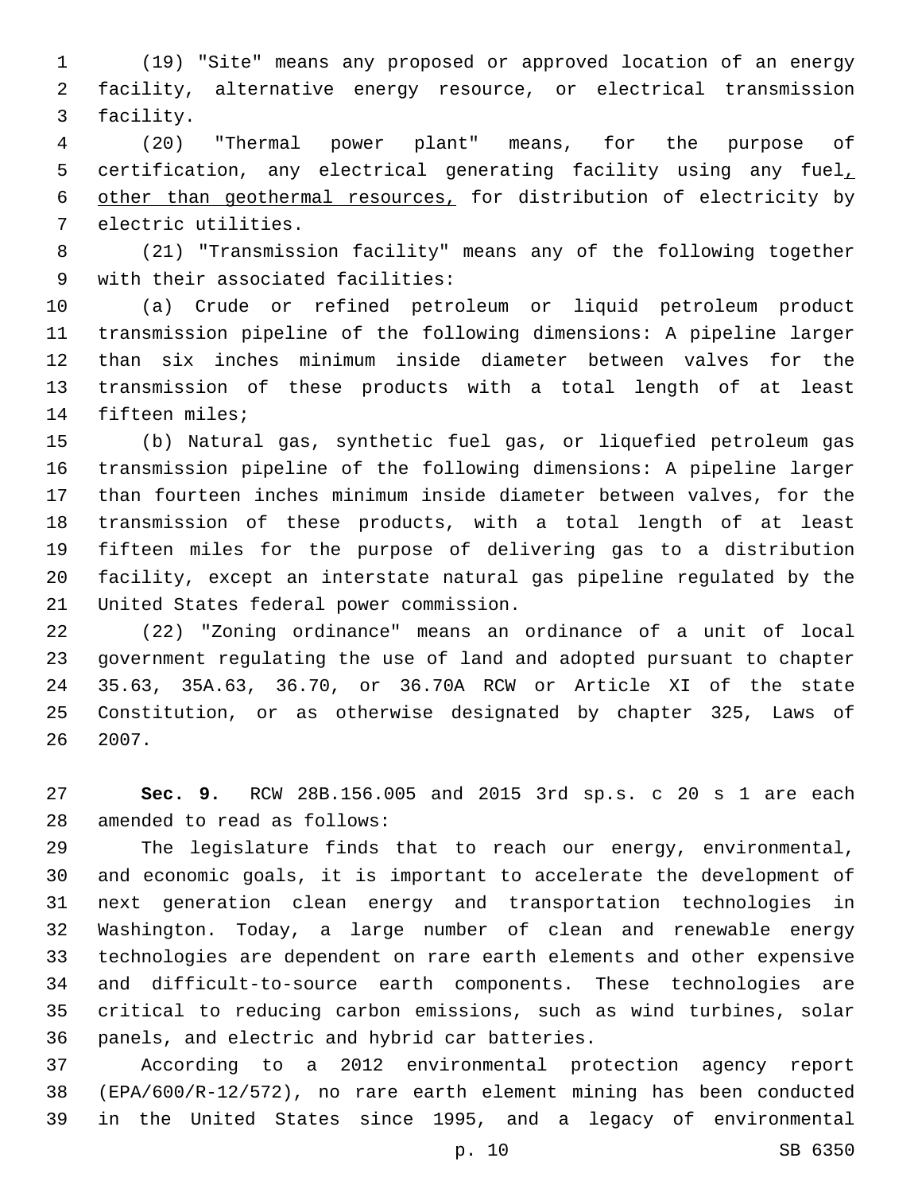(19) "Site" means any proposed or approved location of an energy facility, alternative energy resource, or electrical transmission facility.

(20) "Thermal power plant" means, for the purpose of certification, any electrical generating facility using any fuel<u>, other than geothermal resources,</u> for distribution of electricity by electric utilities.

(21) "Transmission facility" means any of the following together with their associated facilities:

(a) Crude or refined petroleum or liquid petroleum product transmission pipeline of the following dimensions: A pipeline larger than six inches minimum inside diameter between valves for the transmission of these products with a total length of at least fifteen miles;

(b) Natural gas, synthetic fuel gas, or liquefied petroleum gas transmission pipeline of the following dimensions: A pipeline larger than fourteen inches minimum inside diameter between valves, for the transmission of these products, with a total length of at least fifteen miles for the purpose of delivering gas to a distribution facility, except an interstate natural gas pipeline regulated by the United States federal power commission.

(22) "Zoning ordinance" means an ordinance of a unit of local government regulating the use of land and adopted pursuant to chapter 35.63, 35A.63, 36.70, or 36.70A RCW or Article XI of the state Constitution, or as otherwise designated by chapter 325, Laws of 2007.

**Sec. 9.** RCW 28B.156.005 and 2015 3rd sp.s. c 20 s 1 are each amended to read as follows:

The legislature finds that to reach our energy, environmental, and economic goals, it is important to accelerate the development of next generation clean energy and transportation technologies in Washington. Today, a large number of clean and renewable energy technologies are dependent on rare earth elements and other expensive and difficult-to-source earth components. These technologies are critical to reducing carbon emissions, such as wind turbines, solar panels, and electric and hybrid car batteries.

According to a 2012 environmental protection agency report (EPA/600/R-12/572), no rare earth element mining has been conducted in the United States since 1995, and a legacy of environmental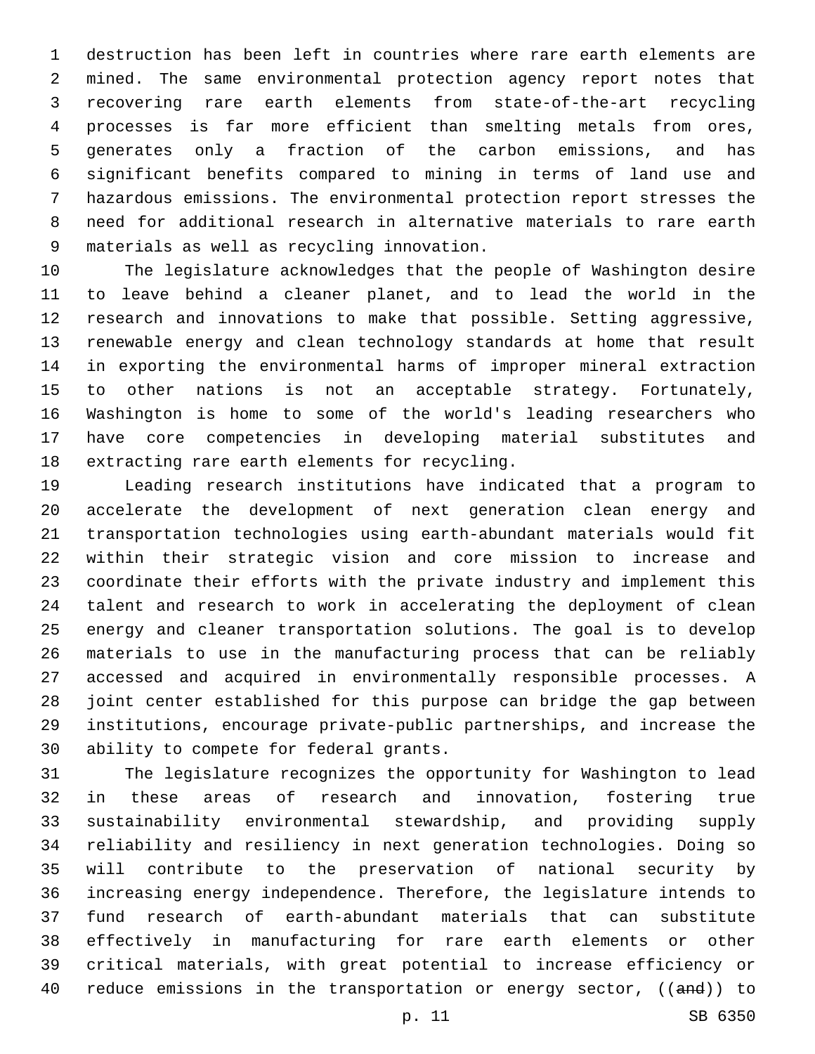destruction has been left in countries where rare earth elements are mined. The same environmental protection agency report notes that recovering rare earth elements from state-of-the-art recycling processes is far more efficient than smelting metals from ores, generates only a fraction of the carbon emissions, and has significant benefits compared to mining in terms of land use and hazardous emissions. The environmental protection report stresses the need for additional research in alternative materials to rare earth materials as well as recycling innovation.

The legislature acknowledges that the people of Washington desire to leave behind a cleaner planet, and to lead the world in the research and innovations to make that possible. Setting aggressive, renewable energy and clean technology standards at home that result in exporting the environmental harms of improper mineral extraction to other nations is not an acceptable strategy. Fortunately, Washington is home to some of the world's leading researchers who have core competencies in developing material substitutes and extracting rare earth elements for recycling.

Leading research institutions have indicated that a program to accelerate the development of next generation clean energy and transportation technologies using earth-abundant materials would fit within their strategic vision and core mission to increase and coordinate their efforts with the private industry and implement this talent and research to work in accelerating the deployment of clean energy and cleaner transportation solutions. The goal is to develop materials to use in the manufacturing process that can be reliably accessed and acquired in environmentally responsible processes. A joint center established for this purpose can bridge the gap between institutions, encourage private-public partnerships, and increase the ability to compete for federal grants.

The legislature recognizes the opportunity for Washington to lead in these areas of research and innovation, fostering true sustainability environmental stewardship, and providing supply reliability and resiliency in next generation technologies. Doing so will contribute to the preservation of national security by increasing energy independence. Therefore, the legislature intends to fund research of earth-abundant materials that can substitute effectively in manufacturing for rare earth elements or other critical materials, with great potential to increase efficiency or reduce emissions in the transportation or energy sector, ((~~and~~)) to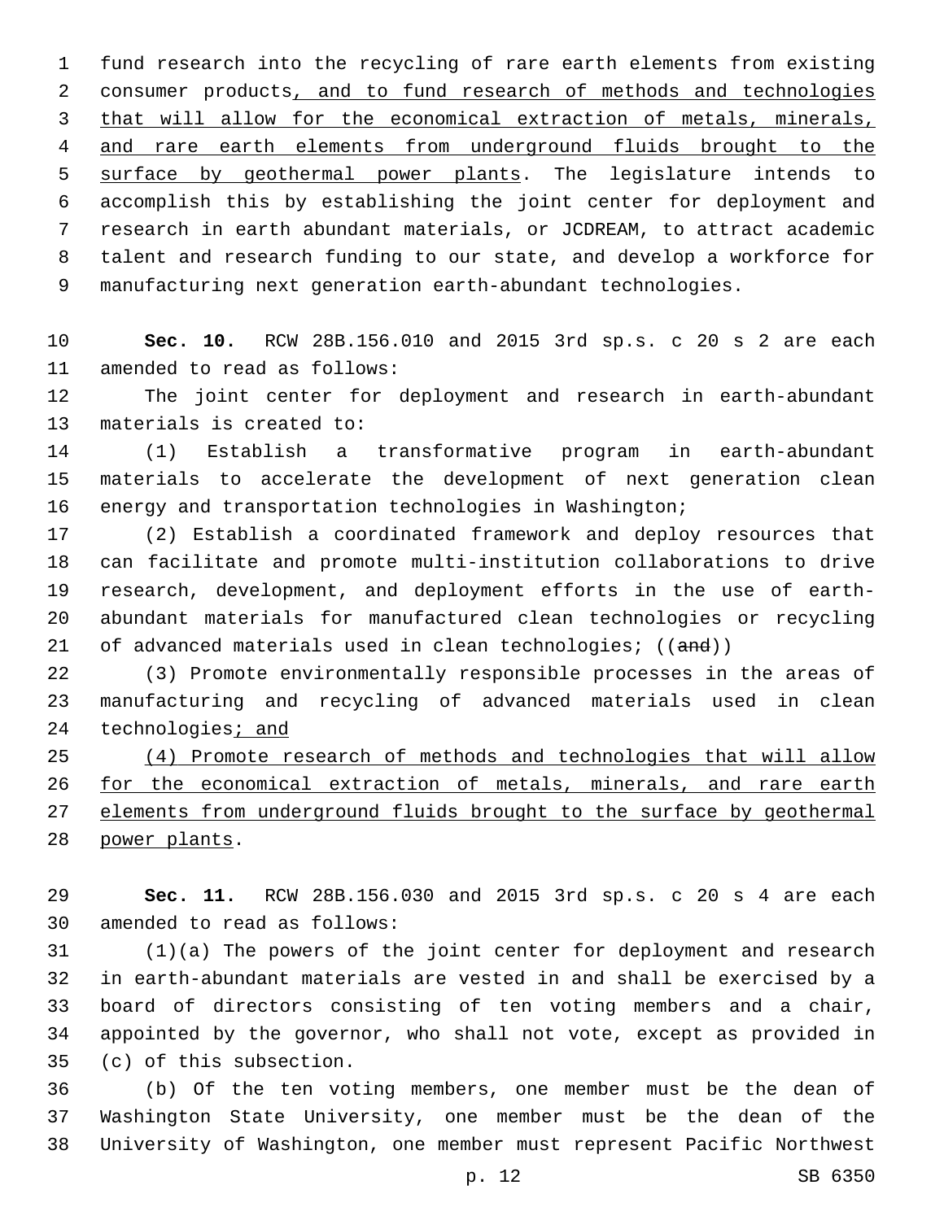fund research into the recycling of rare earth elements from existing consumer products, and to fund research of methods and technologies that will allow for the economical extraction of metals, minerals, and rare earth elements from underground fluids brought to the surface by geothermal power plants. The legislature intends to accomplish this by establishing the joint center for deployment and research in earth abundant materials, or JCDREAM, to attract academic talent and research funding to our state, and develop a workforce for manufacturing next generation earth-abundant technologies.

**Sec. 10.** RCW 28B.156.010 and 2015 3rd sp.s. c 20 s 2 are each amended to read as follows:

The joint center for deployment and research in earth-abundant materials is created to:

(1) Establish a transformative program in earth-abundant materials to accelerate the development of next generation clean energy and transportation technologies in Washington;

(2) Establish a coordinated framework and deploy resources that can facilitate and promote multi-institution collaborations to drive research, development, and deployment efforts in the use of earth-abundant materials for manufactured clean technologies or recycling of advanced materials used in clean technologies; ((and))

(3) Promote environmentally responsible processes in the areas of manufacturing and recycling of advanced materials used in clean technologies; and

(4) Promote research of methods and technologies that will allow for the economical extraction of metals, minerals, and rare earth elements from underground fluids brought to the surface by geothermal power plants.

**Sec. 11.** RCW 28B.156.030 and 2015 3rd sp.s. c 20 s 4 are each amended to read as follows:

(1)(a) The powers of the joint center for deployment and research in earth-abundant materials are vested in and shall be exercised by a board of directors consisting of ten voting members and a chair, appointed by the governor, who shall not vote, except as provided in (c) of this subsection.

(b) Of the ten voting members, one member must be the dean of Washington State University, one member must be the dean of the University of Washington, one member must represent Pacific Northwest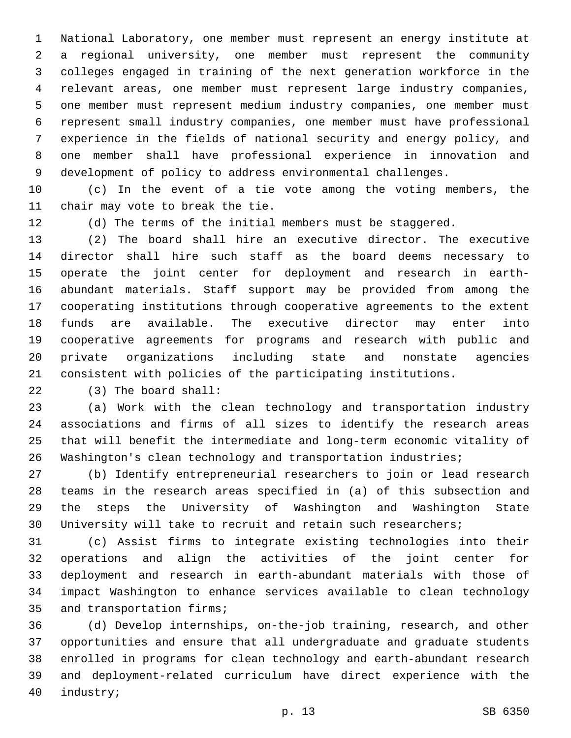National Laboratory, one member must represent an energy institute at a regional university, one member must represent the community colleges engaged in training of the next generation workforce in the relevant areas, one member must represent large industry companies, one member must represent medium industry companies, one member must represent small industry companies, one member must have professional experience in the fields of national security and energy policy, and one member shall have professional experience in innovation and development of policy to address environmental challenges.

(c) In the event of a tie vote among the voting members, the chair may vote to break the tie.

(d) The terms of the initial members must be staggered.

(2) The board shall hire an executive director. The executive director shall hire such staff as the board deems necessary to operate the joint center for deployment and research in earth-abundant materials. Staff support may be provided from among the cooperating institutions through cooperative agreements to the extent funds are available. The executive director may enter into cooperative agreements for programs and research with public and private organizations including state and nonstate agencies consistent with policies of the participating institutions.

(3) The board shall:

(a) Work with the clean technology and transportation industry associations and firms of all sizes to identify the research areas that will benefit the intermediate and long-term economic vitality of Washington's clean technology and transportation industries;

(b) Identify entrepreneurial researchers to join or lead research teams in the research areas specified in (a) of this subsection and the steps the University of Washington and Washington State University will take to recruit and retain such researchers;

(c) Assist firms to integrate existing technologies into their operations and align the activities of the joint center for deployment and research in earth-abundant materials with those of impact Washington to enhance services available to clean technology and transportation firms;

(d) Develop internships, on-the-job training, research, and other opportunities and ensure that all undergraduate and graduate students enrolled in programs for clean technology and earth-abundant research and deployment-related curriculum have direct experience with the industry;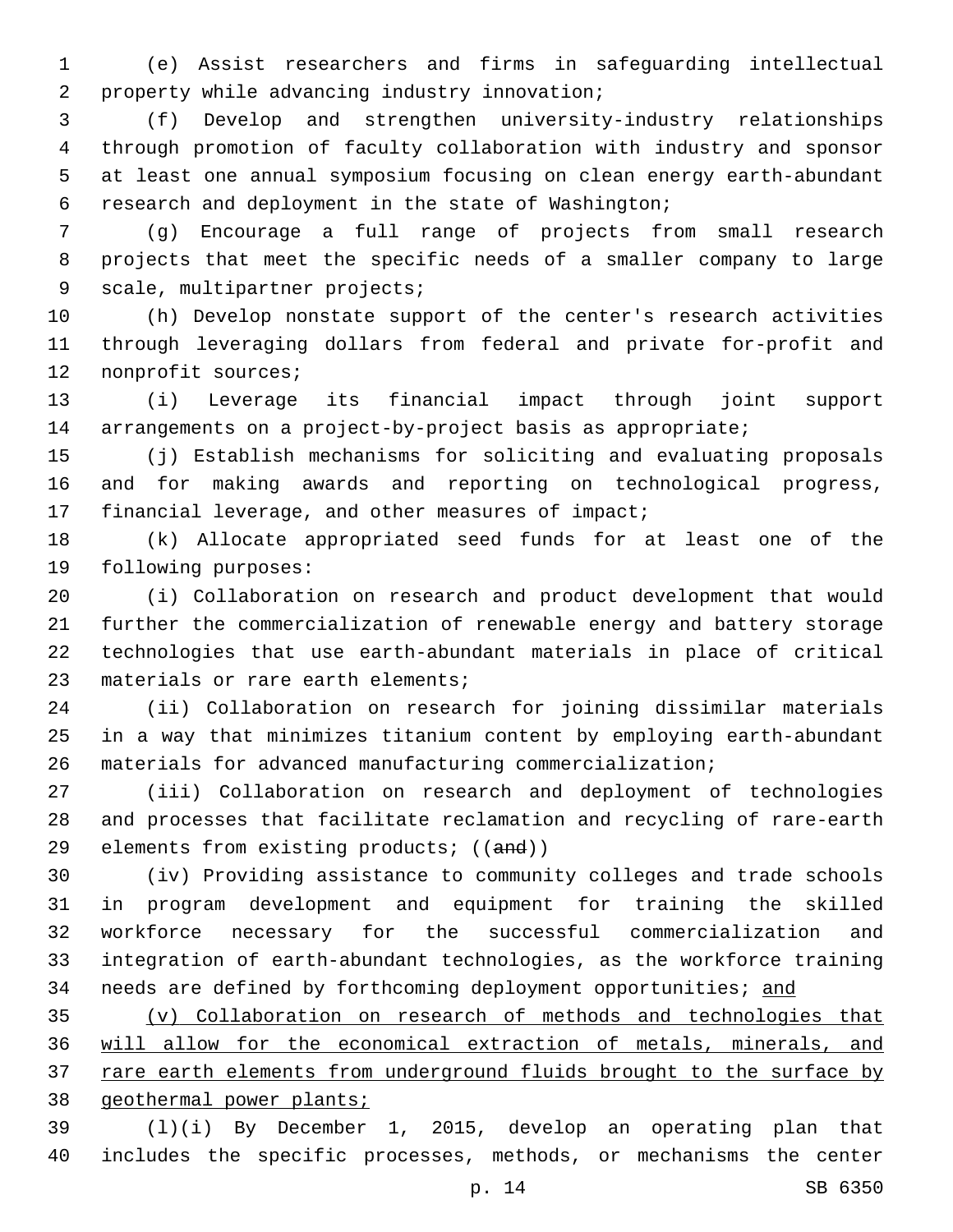(e) Assist researchers and firms in safeguarding intellectual property while advancing industry innovation;

(f) Develop and strengthen university-industry relationships through promotion of faculty collaboration with industry and sponsor at least one annual symposium focusing on clean energy earth-abundant research and deployment in the state of Washington;

(g) Encourage a full range of projects from small research projects that meet the specific needs of a smaller company to large scale, multipartner projects;

(h) Develop nonstate support of the center's research activities through leveraging dollars from federal and private for-profit and nonprofit sources;

(i) Leverage its financial impact through joint support arrangements on a project-by-project basis as appropriate;

(j) Establish mechanisms for soliciting and evaluating proposals and for making awards and reporting on technological progress, financial leverage, and other measures of impact;

(k) Allocate appropriated seed funds for at least one of the following purposes:

(i) Collaboration on research and product development that would further the commercialization of renewable energy and battery storage technologies that use earth-abundant materials in place of critical materials or rare earth elements;

(ii) Collaboration on research for joining dissimilar materials in a way that minimizes titanium content by employing earth-abundant materials for advanced manufacturing commercialization;

(iii) Collaboration on research and deployment of technologies and processes that facilitate reclamation and recycling of rare-earth elements from existing products; ((~~and~~))

(iv) Providing assistance to community colleges and trade schools in program development and equipment for training the skilled workforce necessary for the successful commercialization and integration of earth-abundant technologies, as the workforce training needs are defined by forthcoming deployment opportunities; <u>and</u>

<u>(v) Collaboration on research of methods and technologies that will allow for the economical extraction of metals, minerals, and rare earth elements from underground fluids brought to the surface by geothermal power plants;</u>

(l)(i) By December 1, 2015, develop an operating plan that includes the specific processes, methods, or mechanisms the center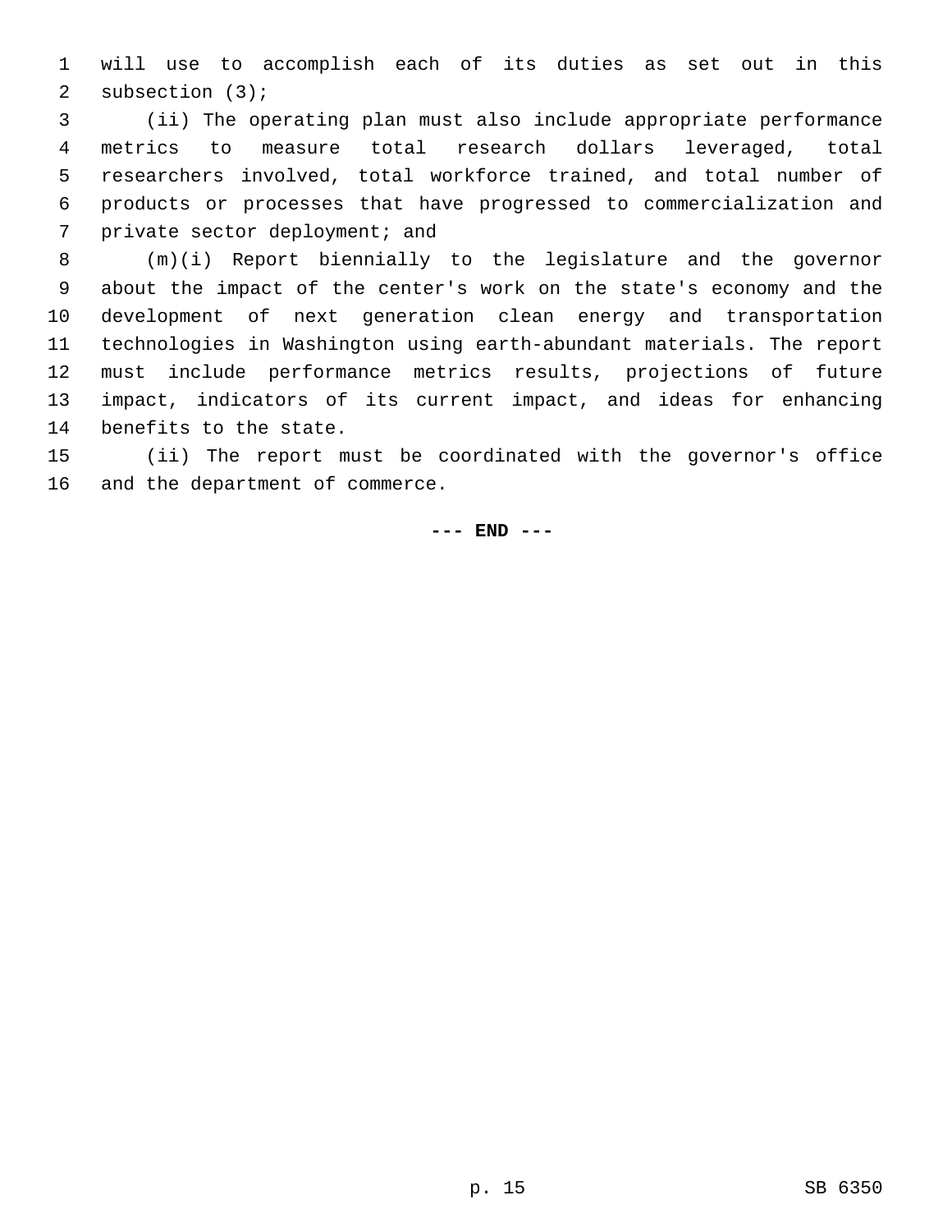will use to accomplish each of its duties as set out in this subsection (3);

(ii) The operating plan must also include appropriate performance metrics to measure total research dollars leveraged, total researchers involved, total workforce trained, and total number of products or processes that have progressed to commercialization and private sector deployment; and

(m)(i) Report biennially to the legislature and the governor about the impact of the center's work on the state's economy and the development of next generation clean energy and transportation technologies in Washington using earth-abundant materials. The report must include performance metrics results, projections of future impact, indicators of its current impact, and ideas for enhancing benefits to the state.

(ii) The report must be coordinated with the governor's office and the department of commerce.

**--- END ---**